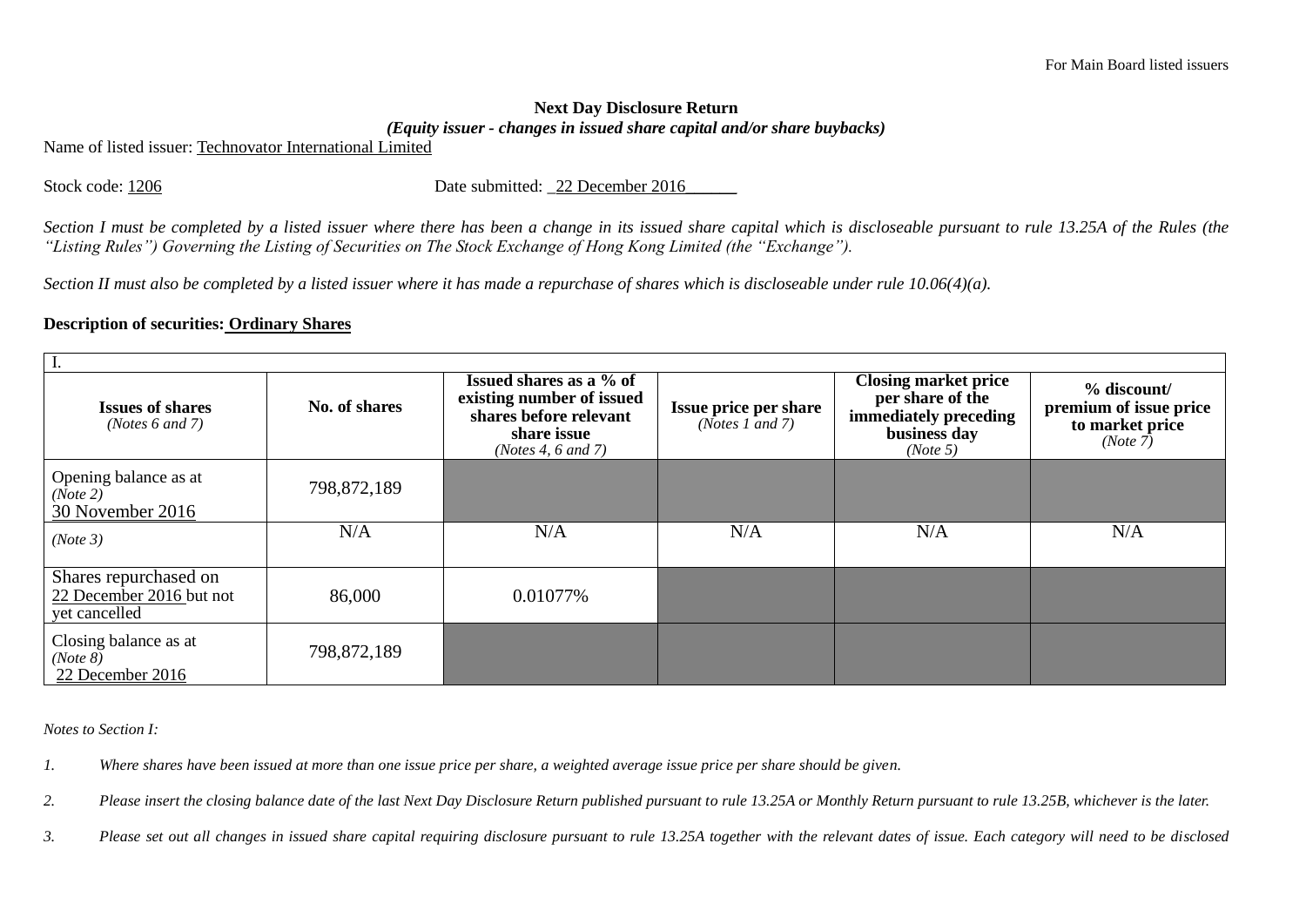For Main Board listed issuers

**Next Day Disclosure Return**

***(Equity issuer - changes in issued share capital and/or share buybacks)***

Name of listed issuer: Technovator International Limited

Stock code: 1206 Date submitted: 22 December 2016

*Section I must be completed by a listed issuer where there has been a change in its issued share capital which is discloseable pursuant to rule 13.25A of the Rules (the "Listing Rules") Governing the Listing of Securities on The Stock Exchange of Hong Kong Limited (the "Exchange").*

*Section II must also be completed by a listed issuer where it has made a repurchase of shares which is discloseable under rule 10.06(4)(a).*

**Description of securities: Ordinary Shares**

| I. | | | | | |
|---|---|---|---|---|---|
| **Issues of shares** *(Notes 6 and 7)* | **No. of shares** | **Issued shares as a % of existing number of issued shares before relevant share issue** *(Notes 4, 6 and 7)* | **Issue price per share** *(Notes 1 and 7)* | **Closing market price per share of the immediately preceding business day** *(Note 5)* | **% discount/ premium of issue price to market price** *(Note 7)* |
| Opening balance as at *(Note 2)* 30 November 2016 | 798,872,189 | | | | |
| *(Note 3)* | N/A | N/A | N/A | N/A | N/A |
| Shares repurchased on 22 December 2016 but not yet cancelled | 86,000 | 0.01077% | | | |
| Closing balance as at *(Note 8)* 22 December 2016 | 798,872,189 | | | | |

*Notes to Section I:*

1. *Where shares have been issued at more than one issue price per share, a weighted average issue price per share should be given.*
2. *Please insert the closing balance date of the last Next Day Disclosure Return published pursuant to rule 13.25A or Monthly Return pursuant to rule 13.25B, whichever is the later.*
3. *Please set out all changes in issued share capital requiring disclosure pursuant to rule 13.25A together with the relevant dates of issue. Each category will need to be disclosed*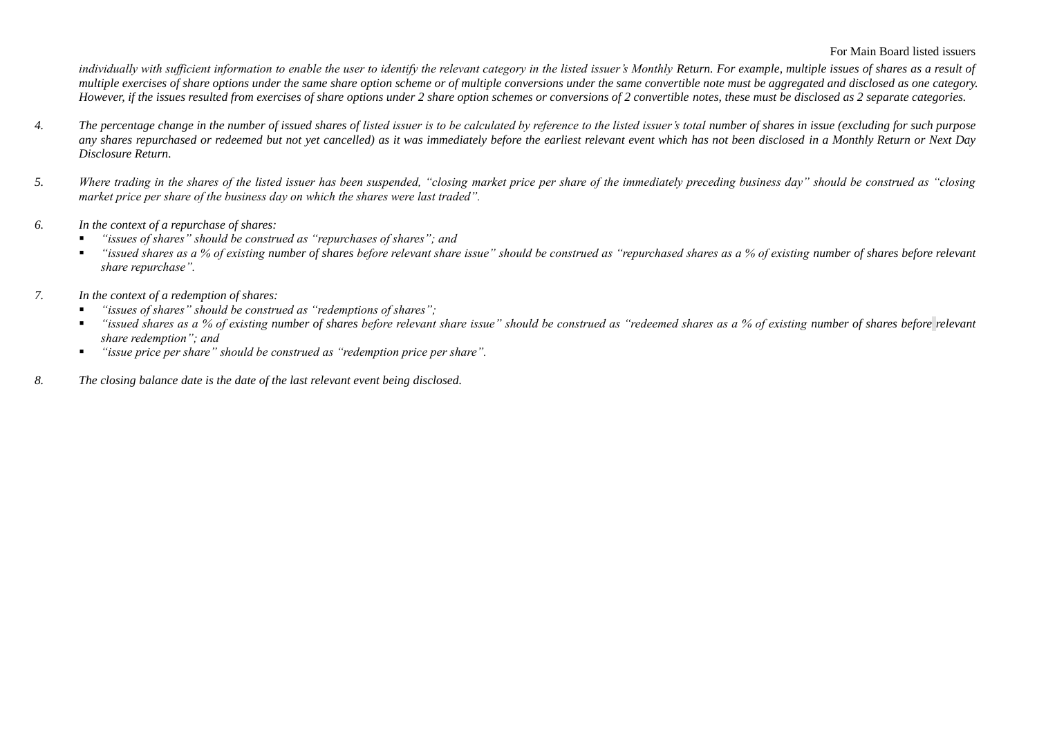*individually with sufficient information to enable the user to identify the relevant category in the listed issuer's Monthly Return. For example, multiple issues of shares as a result of multiple exercises of share options under the same share option scheme or of multiple conversions under the same convertible note must be aggregated and disclosed as one category. However, if the issues resulted from exercises of share options under 2 share option schemes or conversions of 2 convertible notes, these must be disclosed as 2 separate categories.*

4. *The percentage change in the number of issued shares of listed issuer is to be calculated by reference to the listed issuer's total number of shares in issue (excluding for such purpose any shares repurchased or redeemed but not yet cancelled) as it was immediately before the earliest relevant event which has not been disclosed in a Monthly Return or Next Day Disclosure Return.*

5. *Where trading in the shares of the listed issuer has been suspended, "closing market price per share of the immediately preceding business day" should be construed as "closing market price per share of the business day on which the shares were last traded".*

6. *In the context of a repurchase of shares:*
   - *"issues of shares" should be construed as "repurchases of shares"; and*
   - *"issued shares as a % of existing number of shares before relevant share issue" should be construed as "repurchased shares as a % of existing number of shares before relevant share repurchase".*

7. *In the context of a redemption of shares:*
   - *"issues of shares" should be construed as "redemptions of shares";*
   - *"issued shares as a % of existing number of shares before relevant share issue" should be construed as "redeemed shares as a % of existing number of shares before relevant share redemption"; and*
   - *"issue price per share" should be construed as "redemption price per share".*

8. *The closing balance date is the date of the last relevant event being disclosed.*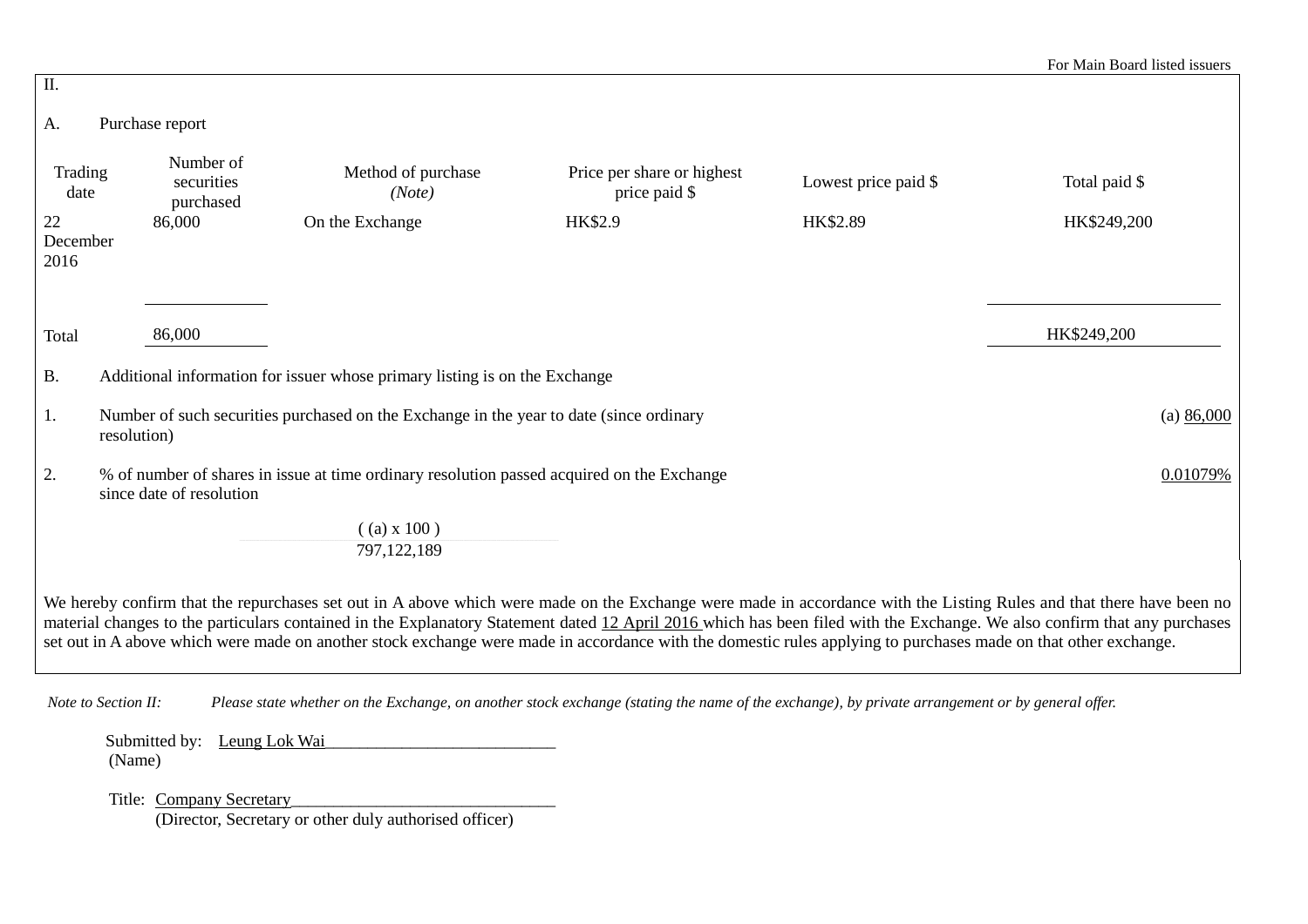For Main Board listed issuers

II.

A. Purchase report

| Trading date | Number of securities purchased | Method of purchase *(Note)* | Price per share or highest price paid $ | Lowest price paid $ | Total paid $ |
|---|---|---|---|---|---|
| 22 December 2016 | 86,000 | On the Exchange | HK$2.9 | HK$2.89 | HK$249,200 |
| Total | 86,000 | | | | HK$249,200 |

B. Additional information for issuer whose primary listing is on the Exchange

1. Number of such securities purchased on the Exchange in the year to date (since ordinary resolution) (a) 86,000

2. % of number of shares in issue at time ordinary resolution passed acquired on the Exchange since date of resolution 0.01079%

$$\frac{(a) \times 100}{797,122,189}$$

We hereby confirm that the repurchases set out in A above which were made on the Exchange were made in accordance with the Listing Rules and that there have been no material changes to the particulars contained in the Explanatory Statement dated 12 April 2016 which has been filed with the Exchange. We also confirm that any purchases set out in A above which were made on another stock exchange were made in accordance with the domestic rules applying to purchases made on that other exchange.

*Note to Section II: Please state whether on the Exchange, on another stock exchange (stating the name of the exchange), by private arrangement or by general offer.*

Submitted by: Leung Lok Wai
(Name)

Title: Company Secretary
(Director, Secretary or other duly authorised officer)